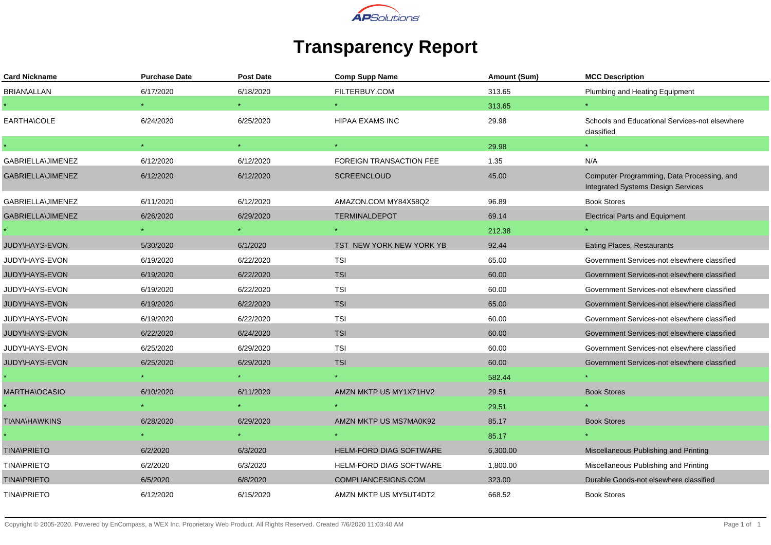APSolutions

# Transparency Report

| Card Nickname | Purchase Date | Post Date | Comp Supp Name | Amount (Sum) | MCC Description |
|---|---|---|---|---|---|
| BRIAN\ALLAN | 6/17/2020 | 6/18/2020 | FILTERBUY.COM | 313.65 | Plumbing and Heating Equipment |
| * | * | * | * | 313.65 | * |
| EARTHA\COLE | 6/24/2020 | 6/25/2020 | HIPAA EXAMS INC | 29.98 | Schools and Educational Services-not elsewhere classified |
| * | * | * | * | 29.98 | * |
| GABRIELLA\JIMENEZ | 6/12/2020 | 6/12/2020 | FOREIGN TRANSACTION FEE | 1.35 | N/A |
| GABRIELLA\JIMENEZ | 6/12/2020 | 6/12/2020 | SCREENCLOUD | 45.00 | Computer Programming, Data Processing, and Integrated Systems Design Services |
| GABRIELLA\JIMENEZ | 6/11/2020 | 6/12/2020 | AMAZON.COM MY84X58Q2 | 96.89 | Book Stores |
| GABRIELLA\JIMENEZ | 6/26/2020 | 6/29/2020 | TERMINALDEPOT | 69.14 | Electrical Parts and Equipment |
| * | * | * | * | 212.38 | * |
| JUDY\HAYS-EVON | 5/30/2020 | 6/1/2020 | TST NEW YORK NEW YORK YB | 92.44 | Eating Places, Restaurants |
| JUDY\HAYS-EVON | 6/19/2020 | 6/22/2020 | TSI | 65.00 | Government Services-not elsewhere classified |
| JUDY\HAYS-EVON | 6/19/2020 | 6/22/2020 | TSI | 60.00 | Government Services-not elsewhere classified |
| JUDY\HAYS-EVON | 6/19/2020 | 6/22/2020 | TSI | 60.00 | Government Services-not elsewhere classified |
| JUDY\HAYS-EVON | 6/19/2020 | 6/22/2020 | TSI | 65.00 | Government Services-not elsewhere classified |
| JUDY\HAYS-EVON | 6/19/2020 | 6/22/2020 | TSI | 60.00 | Government Services-not elsewhere classified |
| JUDY\HAYS-EVON | 6/22/2020 | 6/24/2020 | TSI | 60.00 | Government Services-not elsewhere classified |
| JUDY\HAYS-EVON | 6/25/2020 | 6/29/2020 | TSI | 60.00 | Government Services-not elsewhere classified |
| JUDY\HAYS-EVON | 6/25/2020 | 6/29/2020 | TSI | 60.00 | Government Services-not elsewhere classified |
| * | * | * | * | 582.44 | * |
| MARTHA\OCASIO | 6/10/2020 | 6/11/2020 | AMZN MKTP US MY1X71HV2 | 29.51 | Book Stores |
| * | * | * | * | 29.51 | * |
| TIANA\HAWKINS | 6/28/2020 | 6/29/2020 | AMZN MKTP US MS7MA0K92 | 85.17 | Book Stores |
| * | * | * | * | 85.17 | * |
| TINA\PRIETO | 6/2/2020 | 6/3/2020 | HELM-FORD DIAG SOFTWARE | 6,300.00 | Miscellaneous Publishing and Printing |
| TINA\PRIETO | 6/2/2020 | 6/3/2020 | HELM-FORD DIAG SOFTWARE | 1,800.00 | Miscellaneous Publishing and Printing |
| TINA\PRIETO | 6/5/2020 | 6/8/2020 | COMPLIANCESIGNS.COM | 323.00 | Durable Goods-not elsewhere classified |
| TINA\PRIETO | 6/12/2020 | 6/15/2020 | AMZN MKTP US MY5UT4DT2 | 668.52 | Book Stores |

Copyright © 2005-2020. Powered by EnCompass, a WEX Inc. Proprietary Web Product. All Rights Reserved. Created 7/6/2020 11:03:40 AM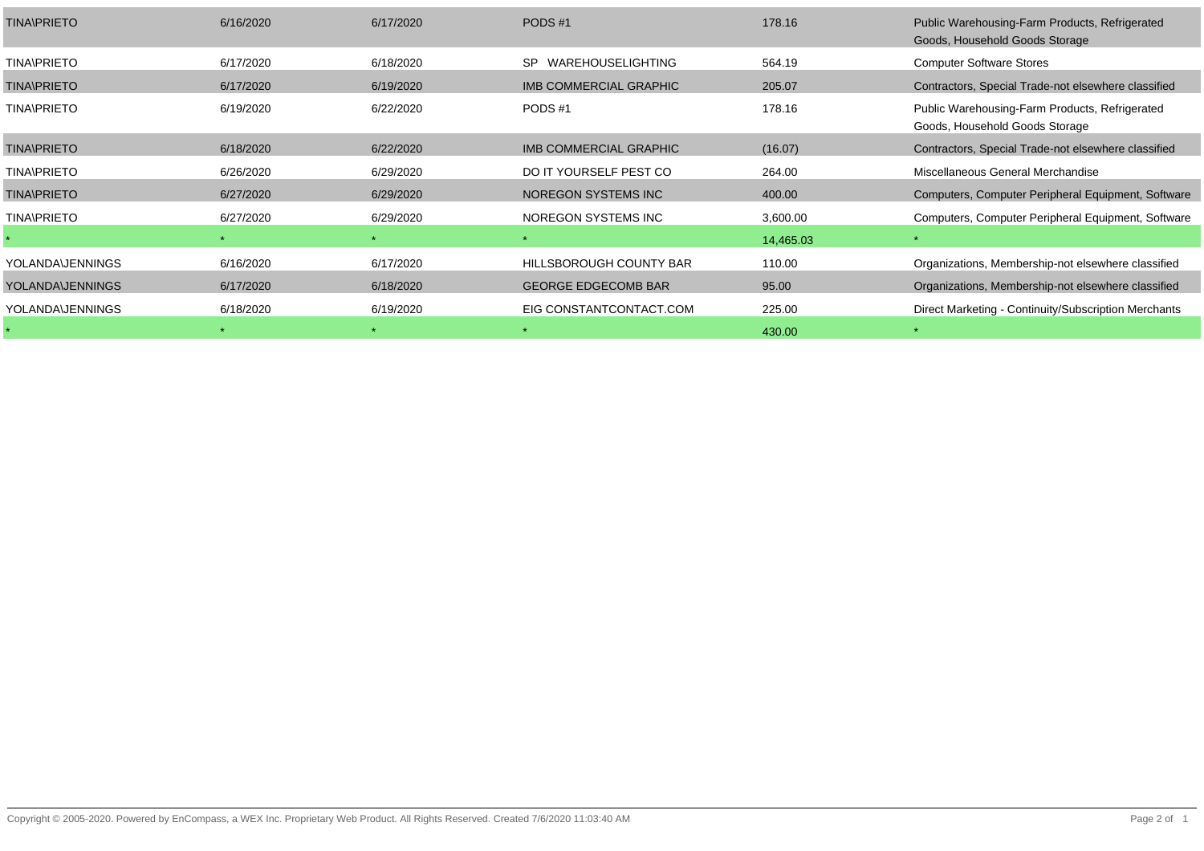| | | | | | |
|---|---|---|---|---|---|
| TINA\PRIETO | 6/16/2020 | 6/17/2020 | PODS #1 | 178.16 | Public Warehousing-Farm Products, Refrigerated Goods, Household Goods Storage |
| TINA\PRIETO | 6/17/2020 | 6/18/2020 | SP WAREHOUSELIGHTING | 564.19 | Computer Software Stores |
| TINA\PRIETO | 6/17/2020 | 6/19/2020 | IMB COMMERCIAL GRAPHIC | 205.07 | Contractors, Special Trade-not elsewhere classified |
| TINA\PRIETO | 6/19/2020 | 6/22/2020 | PODS #1 | 178.16 | Public Warehousing-Farm Products, Refrigerated Goods, Household Goods Storage |
| TINA\PRIETO | 6/18/2020 | 6/22/2020 | IMB COMMERCIAL GRAPHIC | (16.07) | Contractors, Special Trade-not elsewhere classified |
| TINA\PRIETO | 6/26/2020 | 6/29/2020 | DO IT YOURSELF PEST CO | 264.00 | Miscellaneous General Merchandise |
| TINA\PRIETO | 6/27/2020 | 6/29/2020 | NOREGON SYSTEMS INC | 400.00 | Computers, Computer Peripheral Equipment, Software |
| TINA\PRIETO | 6/27/2020 | 6/29/2020 | NOREGON SYSTEMS INC | 3,600.00 | Computers, Computer Peripheral Equipment, Software |
| * | * | * | * | 14,465.03 | * |
| YOLANDA\JENNINGS | 6/16/2020 | 6/17/2020 | HILLSBOROUGH COUNTY BAR | 110.00 | Organizations, Membership-not elsewhere classified |
| YOLANDA\JENNINGS | 6/17/2020 | 6/18/2020 | GEORGE EDGECOMB BAR | 95.00 | Organizations, Membership-not elsewhere classified |
| YOLANDA\JENNINGS | 6/18/2020 | 6/19/2020 | EIG CONSTANTCONTACT.COM | 225.00 | Direct Marketing - Continuity/Subscription Merchants |
| * | * | * | * | 430.00 | * |

Copyright © 2005-2020. Powered by EnCompass, a WEX Inc. Proprietary Web Product. All Rights Reserved. Created 7/6/2020 11:03:40 AM